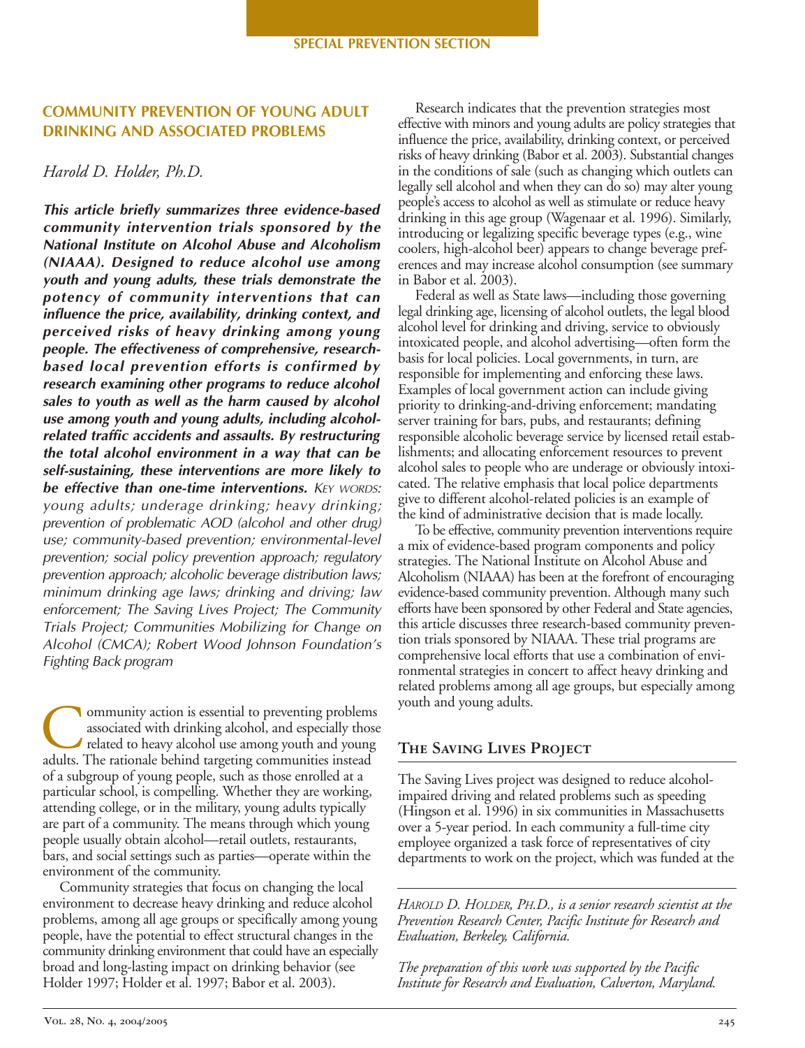SPECIAL PREVENTION SECTION

# COMMUNITY PREVENTION OF YOUNG ADULT DRINKING AND ASSOCIATED PROBLEMS

*Harold D. Holder, Ph.D.*

***This article briefly summarizes three evidence-based community intervention trials sponsored by the National Institute on Alcohol Abuse and Alcoholism (NIAAA). Designed to reduce alcohol use among youth and young adults, these trials demonstrate the potency of community interventions that can influence the price, availability, drinking context, and perceived risks of heavy drinking among young people. The effectiveness of comprehensive, research-based local prevention efforts is confirmed by research examining other programs to reduce alcohol sales to youth as well as the harm caused by alcohol use among youth and young adults, including alcohol-related traffic accidents and assaults. By restructuring the total alcohol environment in a way that can be self-sustaining, these interventions are more likely to be effective than one-time interventions.*** *KEY WORDS: young adults; underage drinking; heavy drinking; prevention of problematic AOD (alcohol and other drug) use; community-based prevention; environmental-level prevention; social policy prevention approach; regulatory prevention approach; alcoholic beverage distribution laws; minimum drinking age laws; drinking and driving; law enforcement; The Saving Lives Project; The Community Trials Project; Communities Mobilizing for Change on Alcohol (CMCA); Robert Wood Johnson Foundation's Fighting Back program*

Community action is essential to preventing problems associated with drinking alcohol, and especially those related to heavy alcohol use among youth and young adults. The rationale behind targeting communities instead of a subgroup of young people, such as those enrolled at a particular school, is compelling. Whether they are working, attending college, or in the military, young adults typically are part of a community. The means through which young people usually obtain alcohol—retail outlets, restaurants, bars, and social settings such as parties—operate within the environment of the community.

Community strategies that focus on changing the local environment to decrease heavy drinking and reduce alcohol problems, among all age groups or specifically among young people, have the potential to effect structural changes in the community drinking environment that could have an especially broad and long-lasting impact on drinking behavior (see Holder 1997; Holder et al. 1997; Babor et al. 2003).

Research indicates that the prevention strategies most effective with minors and young adults are policy strategies that influence the price, availability, drinking context, or perceived risks of heavy drinking (Babor et al. 2003). Substantial changes in the conditions of sale (such as changing which outlets can legally sell alcohol and when they can do so) may alter young people's access to alcohol as well as stimulate or reduce heavy drinking in this age group (Wagenaar et al. 1996). Similarly, introducing or legalizing specific beverage types (e.g., wine coolers, high-alcohol beer) appears to change beverage preferences and may increase alcohol consumption (see summary in Babor et al. 2003).

Federal as well as State laws—including those governing legal drinking age, licensing of alcohol outlets, the legal blood alcohol level for drinking and driving, service to obviously intoxicated people, and alcohol advertising—often form the basis for local policies. Local governments, in turn, are responsible for implementing and enforcing these laws. Examples of local government action can include giving priority to drinking-and-driving enforcement; mandating server training for bars, pubs, and restaurants; defining responsible alcoholic beverage service by licensed retail establishments; and allocating enforcement resources to prevent alcohol sales to people who are underage or obviously intoxicated. The relative emphasis that local police departments give to different alcohol-related policies is an example of the kind of administrative decision that is made locally.

To be effective, community prevention interventions require a mix of evidence-based program components and policy strategies. The National Institute on Alcohol Abuse and Alcoholism (NIAAA) has been at the forefront of encouraging evidence-based community prevention. Although many such efforts have been sponsored by other Federal and State agencies, this article discusses three research-based community prevention trials sponsored by NIAAA. These trial programs are comprehensive local efforts that use a combination of environmental strategies in concert to affect heavy drinking and related problems among all age groups, but especially among youth and young adults.

## The Saving Lives Project

The Saving Lives project was designed to reduce alcohol-impaired driving and related problems such as speeding (Hingson et al. 1996) in six communities in Massachusetts over a 5-year period. In each community a full-time city employee organized a task force of representatives of city departments to work on the project, which was funded at the

---

*HAROLD D. HOLDER, PH.D., is a senior research scientist at the Prevention Research Center, Pacific Institute for Research and Evaluation, Berkeley, California.*

*The preparation of this work was supported by the Pacific Institute for Research and Evaluation, Calverton, Maryland.*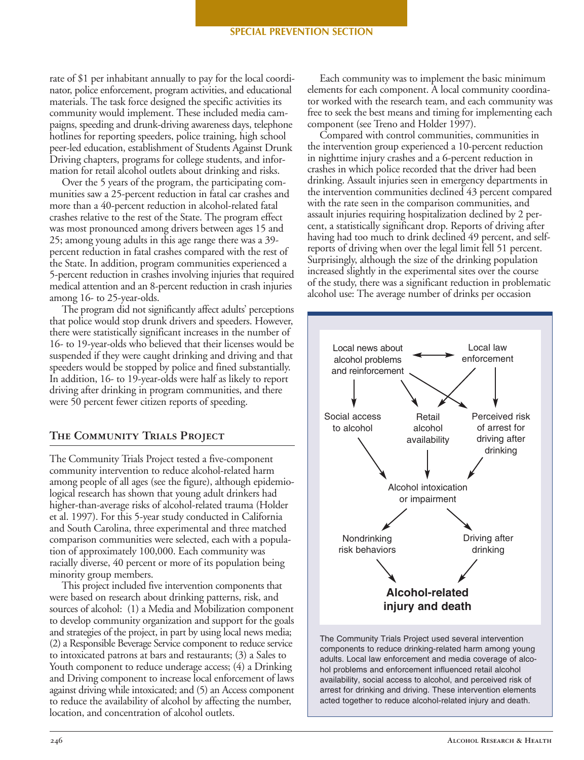rate of $1 per inhabitant annually to pay for the local coordinator, police enforcement, program activities, and educational materials. The task force designed the specific activities its community would implement. These included media campaigns, speeding and drunk-driving awareness days, telephone hotlines for reporting speeders, police training, high school peer-led education, establishment of Students Against Drunk Driving chapters, programs for college students, and information for retail alcohol outlets about drinking and risks.

Over the 5 years of the program, the participating communities saw a 25-percent reduction in fatal car crashes and more than a 40-percent reduction in alcohol-related fatal crashes relative to the rest of the State. The program effect was most pronounced among drivers between ages 15 and 25; among young adults in this age range there was a 39-percent reduction in fatal crashes compared with the rest of the State. In addition, program communities experienced a 5-percent reduction in crashes involving injuries that required medical attention and an 8-percent reduction in crash injuries among 16- to 25-year-olds.

The program did not significantly affect adults' perceptions that police would stop drunk drivers and speeders. However, there were statistically significant increases in the number of 16- to 19-year-olds who believed that their licenses would be suspended if they were caught drinking and driving and that speeders would be stopped by police and fined substantially. In addition, 16- to 19-year-olds were half as likely to report driving after drinking in program communities, and there were 50 percent fewer citizen reports of speeding.

## The Community Trials Project

The Community Trials Project tested a five-component community intervention to reduce alcohol-related harm among people of all ages (see the figure), although epidemiological research has shown that young adult drinkers had higher-than-average risks of alcohol-related trauma (Holder et al. 1997). For this 5-year study conducted in California and South Carolina, three experimental and three matched comparison communities were selected, each with a population of approximately 100,000. Each community was racially diverse, 40 percent or more of its population being minority group members.

This project included five intervention components that were based on research about drinking patterns, risk, and sources of alcohol: (1) a Media and Mobilization component to develop community organization and support for the goals and strategies of the project, in part by using local news media; (2) a Responsible Beverage Service component to reduce service to intoxicated patrons at bars and restaurants; (3) a Sales to Youth component to reduce underage access; (4) a Drinking and Driving component to increase local enforcement of laws against driving while intoxicated; and (5) an Access component to reduce the availability of alcohol by affecting the number, location, and concentration of alcohol outlets.

Each community was to implement the basic minimum elements for each component. A local community coordinator worked with the research team, and each community was free to seek the best means and timing for implementing each component (see Treno and Holder 1997).

Compared with control communities, communities in the intervention group experienced a 10-percent reduction in nighttime injury crashes and a 6-percent reduction in crashes in which police recorded that the driver had been drinking. Assault injuries seen in emergency departments in the intervention communities declined 43 percent compared with the rate seen in the comparison communities, and assault injuries requiring hospitalization declined by 2 percent, a statistically significant drop. Reports of driving after having had too much to drink declined 49 percent, and self-reports of driving when over the legal limit fell 51 percent. Surprisingly, although the size of the drinking population increased slightly in the experimental sites over the course of the study, there was a significant reduction in problematic alcohol use: The average number of drinks per occasion

Local news about alcohol problems and reinforcement

Local law enforcement

Social access to alcohol

Retail alcohol availability

Perceived risk of arrest for driving after drinking

Alcohol intoxication or impairment

Nondrinking risk behaviors

Driving after drinking

**Alcohol-related injury and death**

The Community Trials Project used several intervention components to reduce drinking-related harm among young adults. Local law enforcement and media coverage of alcohol problems and enforcement influenced retail alcohol availability, social access to alcohol, and perceived risk of arrest for drinking and driving. These intervention elements acted together to reduce alcohol-related injury and death.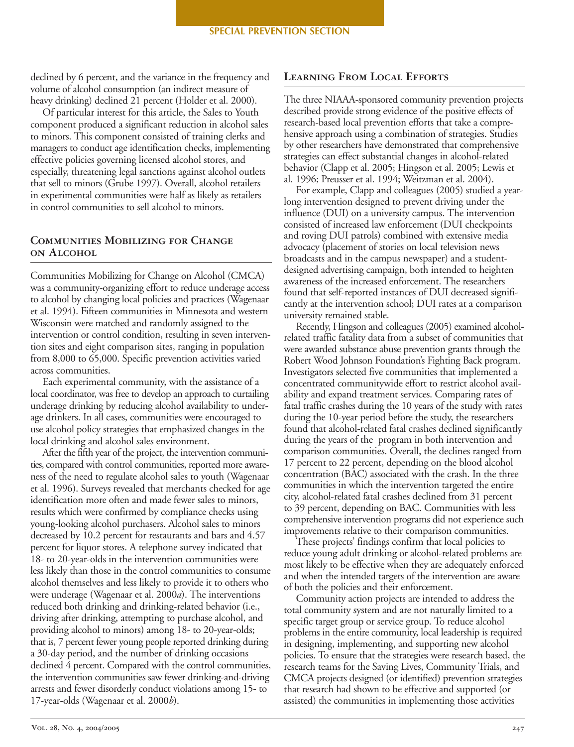declined by 6 percent, and the variance in the frequency and volume of alcohol consumption (an indirect measure of heavy drinking) declined 21 percent (Holder et al. 2000).

Of particular interest for this article, the Sales to Youth component produced a significant reduction in alcohol sales to minors. This component consisted of training clerks and managers to conduct age identification checks, implementing effective policies governing licensed alcohol stores, and especially, threatening legal sanctions against alcohol outlets that sell to minors (Grube 1997). Overall, alcohol retailers in experimental communities were half as likely as retailers in control communities to sell alcohol to minors.

## Communities Mobilizing for Change on Alcohol

Communities Mobilizing for Change on Alcohol (CMCA) was a community-organizing effort to reduce underage access to alcohol by changing local policies and practices (Wagenaar et al. 1994). Fifteen communities in Minnesota and western Wisconsin were matched and randomly assigned to the intervention or control condition, resulting in seven intervention sites and eight comparison sites, ranging in population from 8,000 to 65,000. Specific prevention activities varied across communities.

Each experimental community, with the assistance of a local coordinator, was free to develop an approach to curtailing underage drinking by reducing alcohol availability to underage drinkers. In all cases, communities were encouraged to use alcohol policy strategies that emphasized changes in the local drinking and alcohol sales environment.

After the fifth year of the project, the intervention communities, compared with control communities, reported more awareness of the need to regulate alcohol sales to youth (Wagenaar et al. 1996). Surveys revealed that merchants checked for age identification more often and made fewer sales to minors, results which were confirmed by compliance checks using young-looking alcohol purchasers. Alcohol sales to minors decreased by 10.2 percent for restaurants and bars and 4.57 percent for liquor stores. A telephone survey indicated that 18- to 20-year-olds in the intervention communities were less likely than those in the control communities to consume alcohol themselves and less likely to provide it to others who were underage (Wagenaar et al. 2000*a*). The interventions reduced both drinking and drinking-related behavior (i.e., driving after drinking, attempting to purchase alcohol, and providing alcohol to minors) among 18- to 20-year-olds; that is, 7 percent fewer young people reported drinking during a 30-day period, and the number of drinking occasions declined 4 percent. Compared with the control communities, the intervention communities saw fewer drinking-and-driving arrests and fewer disorderly conduct violations among 15- to 17-year-olds (Wagenaar et al. 2000*b*).

## Learning From Local Efforts

The three NIAAA-sponsored community prevention projects described provide strong evidence of the positive effects of research-based local prevention efforts that take a comprehensive approach using a combination of strategies. Studies by other researchers have demonstrated that comprehensive strategies can effect substantial changes in alcohol-related behavior (Clapp et al. 2005; Hingson et al. 2005; Lewis et al. 1996; Preusser et al. 1994; Weitzman et al. 2004).

For example, Clapp and colleagues (2005) studied a year-long intervention designed to prevent driving under the influence (DUI) on a university campus. The intervention consisted of increased law enforcement (DUI checkpoints and roving DUI patrols) combined with extensive media advocacy (placement of stories on local television news broadcasts and in the campus newspaper) and a student-designed advertising campaign, both intended to heighten awareness of the increased enforcement. The researchers found that self-reported instances of DUI decreased significantly at the intervention school; DUI rates at a comparison university remained stable.

Recently, Hingson and colleagues (2005) examined alcohol-related traffic fatality data from a subset of communities that were awarded substance abuse prevention grants through the Robert Wood Johnson Foundation's Fighting Back program. Investigators selected five communities that implemented a concentrated communitywide effort to restrict alcohol availability and expand treatment services. Comparing rates of fatal traffic crashes during the 10 years of the study with rates during the 10-year period before the study, the researchers found that alcohol-related fatal crashes declined significantly during the years of the program in both intervention and comparison communities. Overall, the declines ranged from 17 percent to 22 percent, depending on the blood alcohol concentration (BAC) associated with the crash. In the three communities in which the intervention targeted the entire city, alcohol-related fatal crashes declined from 31 percent to 39 percent, depending on BAC. Communities with less comprehensive intervention programs did not experience such improvements relative to their comparison communities.

These projects' findings confirm that local policies to reduce young adult drinking or alcohol-related problems are most likely to be effective when they are adequately enforced and when the intended targets of the intervention are aware of both the policies and their enforcement.

Community action projects are intended to address the total community system and are not naturally limited to a specific target group or service group. To reduce alcohol problems in the entire community, local leadership is required in designing, implementing, and supporting new alcohol policies. To ensure that the strategies were research based, the research teams for the Saving Lives, Community Trials, and CMCA projects designed (or identified) prevention strategies that research had shown to be effective and supported (or assisted) the communities in implementing those activities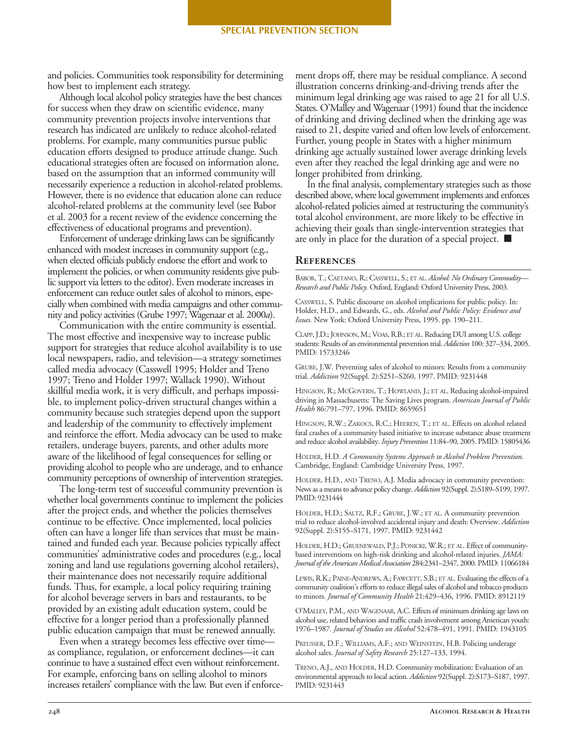and policies. Communities took responsibility for determining how best to implement each strategy.

Although local alcohol policy strategies have the best chances for success when they draw on scientific evidence, many community prevention projects involve interventions that research has indicated are unlikely to reduce alcohol-related problems. For example, many communities pursue public education efforts designed to produce attitude change. Such educational strategies often are focused on information alone, based on the assumption that an informed community will necessarily experience a reduction in alcohol-related problems. However, there is no evidence that education alone can reduce alcohol-related problems at the community level (see Babor et al. 2003 for a recent review of the evidence concerning the effectiveness of educational programs and prevention).

Enforcement of underage drinking laws can be significantly enhanced with modest increases in community support (e.g., when elected officials publicly endorse the effort and work to implement the policies, or when community residents give public support via letters to the editor). Even moderate increases in enforcement can reduce outlet sales of alcohol to minors, especially when combined with media campaigns and other community and policy activities (Grube 1997; Wagenaar et al. 2000*a*).

Communication with the entire community is essential. The most effective and inexpensive way to increase public support for strategies that reduce alcohol availability is to use local newspapers, radio, and television—a strategy sometimes called media advocacy (Casswell 1995; Holder and Treno 1997; Treno and Holder 1997; Wallack 1990). Without skillful media work, it is very difficult, and perhaps impossible, to implement policy-driven structural changes within a community because such strategies depend upon the support and leadership of the community to effectively implement and reinforce the effort. Media advocacy can be used to make retailers, underage buyers, parents, and other adults more aware of the likelihood of legal consequences for selling or providing alcohol to people who are underage, and to enhance community perceptions of ownership of intervention strategies.

The long-term test of successful community prevention is whether local governments continue to implement the policies after the project ends, and whether the policies themselves continue to be effective. Once implemented, local policies often can have a longer life than services that must be maintained and funded each year. Because policies typically affect communities' administrative codes and procedures (e.g., local zoning and land use regulations governing alcohol retailers), their maintenance does not necessarily require additional funds. Thus, for example, a local policy requiring training for alcohol beverage servers in bars and restaurants, to be provided by an existing adult education system, could be effective for a longer period than a professionally planned public education campaign that must be renewed annually.

Even when a strategy becomes less effective over time—as compliance, regulation, or enforcement declines—it can continue to have a sustained effect even without reinforcement. For example, enforcing bans on selling alcohol to minors increases retailers' compliance with the law. But even if enforcement drops off, there may be residual compliance. A second illustration concerns drinking-and-driving trends after the minimum legal drinking age was raised to age 21 for all U.S. States. O'Malley and Wagenaar (1991) found that the incidence of drinking and driving declined when the drinking age was raised to 21, despite varied and often low levels of enforcement. Further, young people in States with a higher minimum drinking age actually sustained lower average drinking levels even after they reached the legal drinking age and were no longer prohibited from drinking.

In the final analysis, complementary strategies such as those described above, where local government implements and enforces alcohol-related policies aimed at restructuring the community's total alcohol environment, are more likely to be effective in achieving their goals than single-intervention strategies that are only in place for the duration of a special project. ■

## References

Babor, T.; Caetano, R.; Casswell, S.; et al. *Alcohol: No Ordinary Commodity—Research and Public Policy.* Oxford, England: Oxford University Press, 2003.

Casswell, S. Public discourse on alcohol implications for public policy. In: Holder, H.D., and Edwards, G., eds. *Alcohol and Public Policy: Evidence and Issues.* New York: Oxford University Press, 1995. pp. 190–211.

Clapp, J.D.; Johnson, M.; Voas, R.B.; et al. Reducing DUI among U.S. college students: Results of an environmental prevention trial. *Addiction* 100: 327–334, 2005. PMID: 15733246

Grube, J.W. Preventing sales of alcohol to minors: Results from a community trial. *Addiction* 92(Suppl. 2):S251–S260, 1997. PMID: 9231448

Hingson, R.; McGovern, T.; Howland, J.; et al. Reducing alcohol-impaired driving in Massachusetts: The Saving Lives program. *American Journal of Public Health* 86:791–797, 1996. PMID: 8659651

Hingson, R.W.; Zakocs, R.C.; Heeren, T.; et al. Effects on alcohol related fatal crashes of a community based initiative to increase substance abuse treatment and reduce alcohol availability. *Injury Prevention* 11:84–90, 2005. PMID: 15805436

Holder, H.D. *A Community Systems Approach to Alcohol Problem Prevention.* Cambridge, England: Cambridge University Press, 1997.

Holder, H.D., and Treno, A.J. Media advocacy in community prevention: News as a means to advance policy change. *Addiction* 92(Suppl. 2):S189–S199, 1997. PMID: 9231444

Holder, H.D.; Saltz, R.F.; Grube, J.W.; et al. A community prevention trial to reduce alcohol-involved accidental injury and death: Overview. *Addiction* 92(Suppl. 2):S155–S171, 1997. PMID: 9231442

Holder, H.D.; Gruenewald, P.J.; Ponicki, W.R.; et al. Effect of community-based interventions on high-risk drinking and alcohol-related injuries. *JAMA: Journal of the American Medical Association* 284:2341–2347, 2000. PMID: 11066184

Lewis, R.K.; Paine-Andrews, A.; Fawcett, S.B.; et al. Evaluating the effects of a community coalition's efforts to reduce illegal sales of alcohol and tobacco products to minors. *Journal of Community Health* 21:429–436, 1996. PMID: 8912119

O'Malley, P.M., and Wagenaar, A.C. Effects of minimum drinking age laws on alcohol use, related behaviors and traffic crash involvement among American youth: 1976–1987. *Journal of Studies on Alcohol* 52:478–491, 1991. PMID: 1943105

Preusser, D.F.; Williams, A.F.; and Weinstein, H.B. Policing underage alcohol sales. *Journal of Safety Research* 25:127–133, 1994.

Treno, A.J., and Holder, H.D. Community mobilization: Evaluation of an environmental approach to local action. *Addiction* 92(Suppl. 2):S173–S187, 1997. PMID: 9231443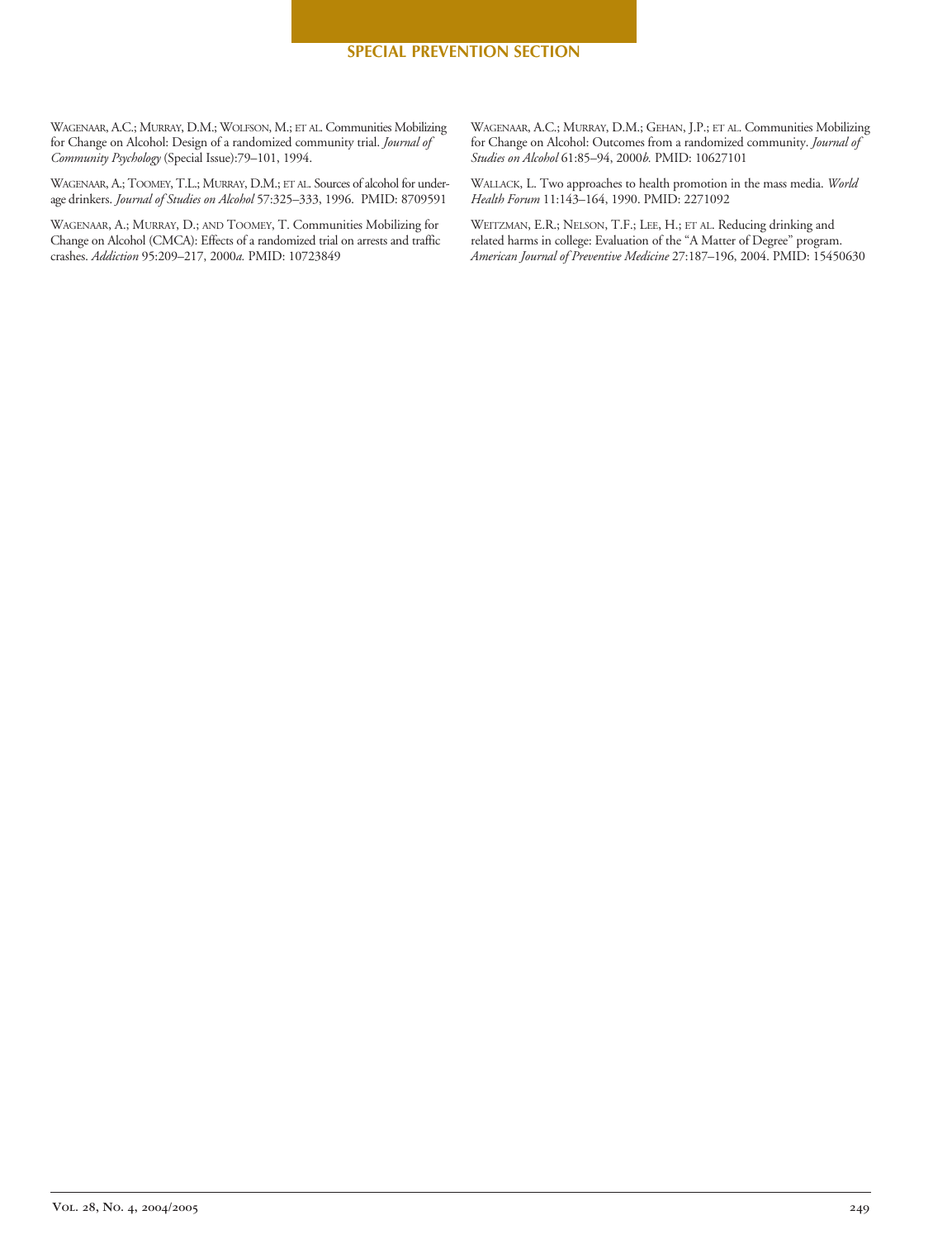WAGENAAR, A.C.; MURRAY, D.M.; WOLFSON, M.; ET AL. Communities Mobilizing for Change on Alcohol: Design of a randomized community trial. *Journal of Community Psychology* (Special Issue):79–101, 1994.

WAGENAAR, A.; TOOMEY, T.L.; MURRAY, D.M.; ET AL. Sources of alcohol for underage drinkers. *Journal of Studies on Alcohol* 57:325–333, 1996. PMID: 8709591

WAGENAAR, A.; MURRAY, D.; AND TOOMEY, T. Communities Mobilizing for Change on Alcohol (CMCA): Effects of a randomized trial on arrests and traffic crashes. *Addiction* 95:209–217, 2000*a.* PMID: 10723849

WAGENAAR, A.C.; MURRAY, D.M.; GEHAN, J.P.; ET AL. Communities Mobilizing for Change on Alcohol: Outcomes from a randomized community. *Journal of Studies on Alcohol* 61:85–94, 2000*b.* PMID: 10627101

WALLACK, L. Two approaches to health promotion in the mass media. *World Health Forum* 11:143–164, 1990. PMID: 2271092

WEITZMAN, E.R.; NELSON, T.F.; LEE, H.; ET AL. Reducing drinking and related harms in college: Evaluation of the "A Matter of Degree" program. *American Journal of Preventive Medicine* 27:187–196, 2004. PMID: 15450630